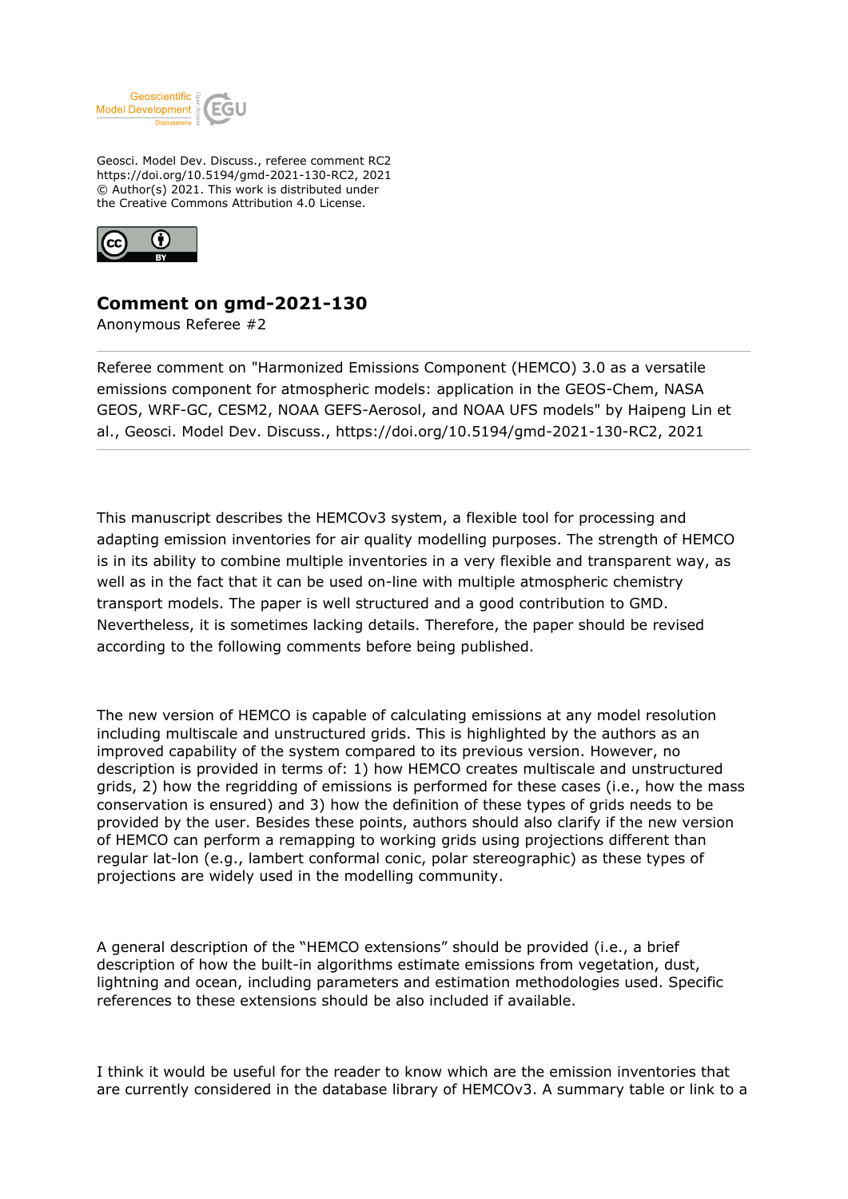Geosci. Model Dev. Discuss., referee comment RC2
https://doi.org/10.5194/gmd-2021-130-RC2, 2021
© Author(s) 2021. This work is distributed under
the Creative Commons Attribution 4.0 License.

# Comment on gmd-2021-130

Anonymous Referee #2

Referee comment on "Harmonized Emissions Component (HEMCO) 3.0 as a versatile emissions component for atmospheric models: application in the GEOS-Chem, NASA GEOS, WRF-GC, CESM2, NOAA GEFS-Aerosol, and NOAA UFS models" by Haipeng Lin et al., Geosci. Model Dev. Discuss., https://doi.org/10.5194/gmd-2021-130-RC2, 2021

---

This manuscript describes the HEMCOv3 system, a flexible tool for processing and adapting emission inventories for air quality modelling purposes. The strength of HEMCO is in its ability to combine multiple inventories in a very flexible and transparent way, as well as in the fact that it can be used on-line with multiple atmospheric chemistry transport models. The paper is well structured and a good contribution to GMD. Nevertheless, it is sometimes lacking details. Therefore, the paper should be revised according to the following comments before being published.

The new version of HEMCO is capable of calculating emissions at any model resolution including multiscale and unstructured grids. This is highlighted by the authors as an improved capability of the system compared to its previous version. However, no description is provided in terms of: 1) how HEMCO creates multiscale and unstructured grids, 2) how the regridding of emissions is performed for these cases (i.e., how the mass conservation is ensured) and 3) how the definition of these types of grids needs to be provided by the user. Besides these points, authors should also clarify if the new version of HEMCO can perform a remapping to working grids using projections different than regular lat-lon (e.g., lambert conformal conic, polar stereographic) as these types of projections are widely used in the modelling community.

A general description of the "HEMCO extensions" should be provided (i.e., a brief description of how the built-in algorithms estimate emissions from vegetation, dust, lightning and ocean, including parameters and estimation methodologies used. Specific references to these extensions should be also included if available.

I think it would be useful for the reader to know which are the emission inventories that are currently considered in the database library of HEMCOv3. A summary table or link to a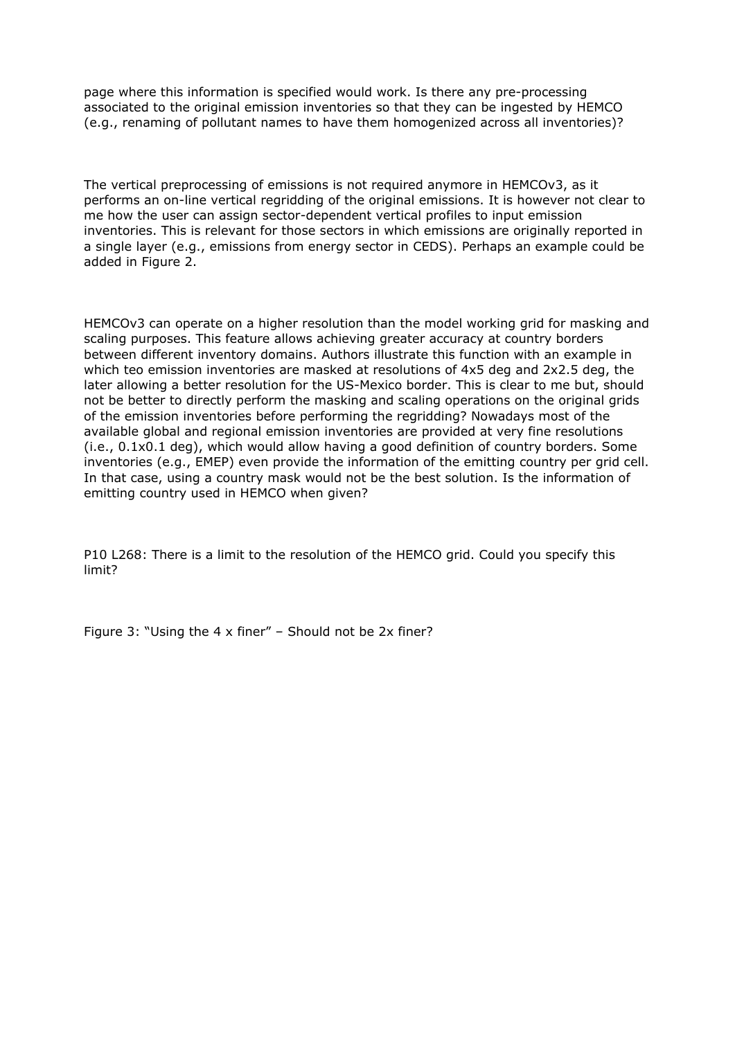page where this information is specified would work. Is there any pre-processing associated to the original emission inventories so that they can be ingested by HEMCO (e.g., renaming of pollutant names to have them homogenized across all inventories)?

The vertical preprocessing of emissions is not required anymore in HEMCOv3, as it performs an on-line vertical regridding of the original emissions. It is however not clear to me how the user can assign sector-dependent vertical profiles to input emission inventories. This is relevant for those sectors in which emissions are originally reported in a single layer (e.g., emissions from energy sector in CEDS). Perhaps an example could be added in Figure 2.

HEMCOv3 can operate on a higher resolution than the model working grid for masking and scaling purposes. This feature allows achieving greater accuracy at country borders between different inventory domains. Authors illustrate this function with an example in which teo emission inventories are masked at resolutions of 4x5 deg and 2x2.5 deg, the later allowing a better resolution for the US-Mexico border. This is clear to me but, should not be better to directly perform the masking and scaling operations on the original grids of the emission inventories before performing the regridding? Nowadays most of the available global and regional emission inventories are provided at very fine resolutions (i.e., 0.1x0.1 deg), which would allow having a good definition of country borders. Some inventories (e.g., EMEP) even provide the information of the emitting country per grid cell. In that case, using a country mask would not be the best solution. Is the information of emitting country used in HEMCO when given?

P10 L268: There is a limit to the resolution of the HEMCO grid. Could you specify this limit?

Figure 3: "Using the 4 x finer" – Should not be 2x finer?